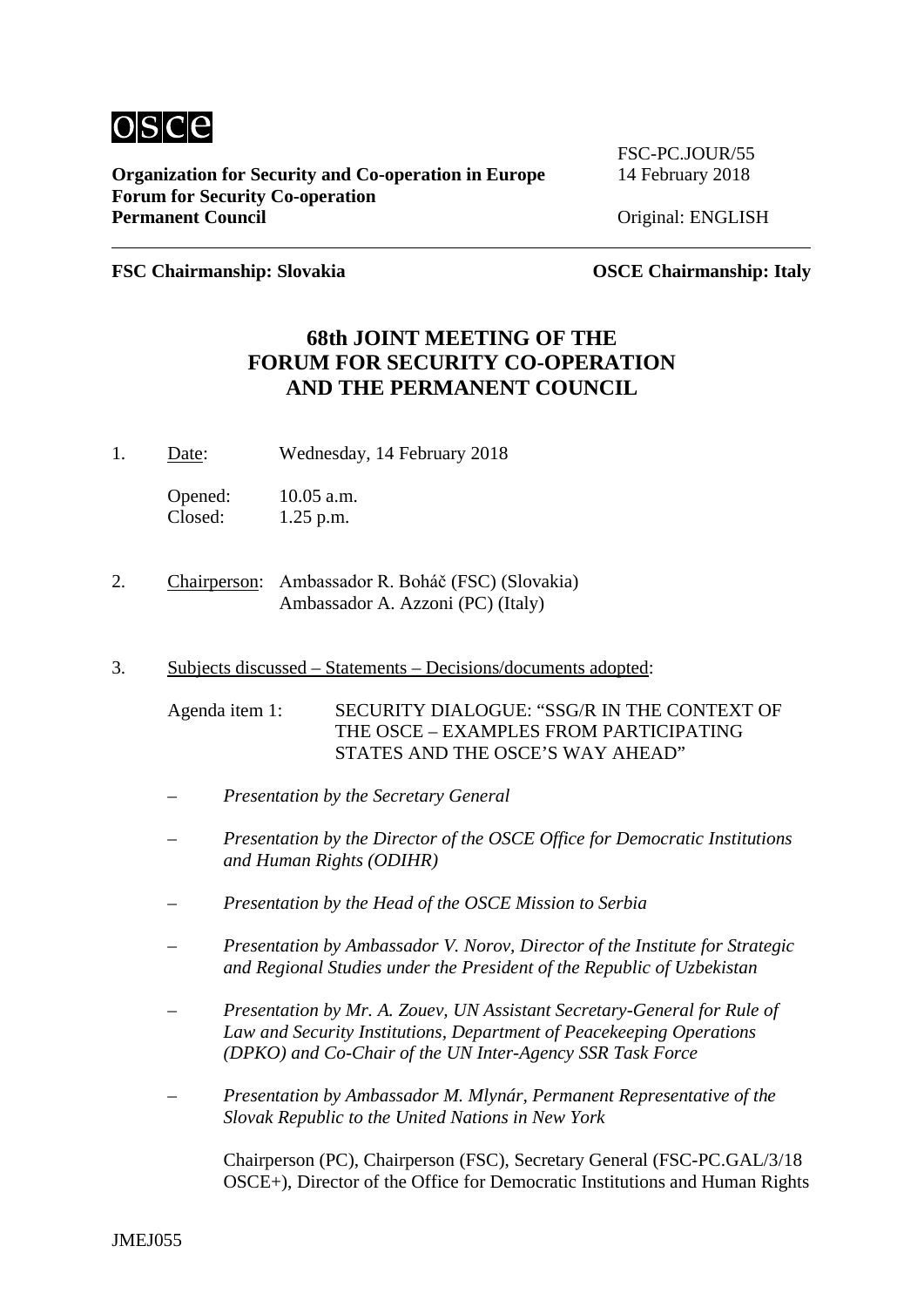osce

**Organization for Security and Co-operation in Europe**
**Forum for Security Co-operation**
**Permanent Council**

FSC-PC.JOUR/55
14 February 2018

Original: ENGLISH

**FSC Chairmanship: Slovakia** **OSCE Chairmanship: Italy**

# 68th JOINT MEETING OF THE FORUM FOR SECURITY CO-OPERATION AND THE PERMANENT COUNCIL

1. Date: Wednesday, 14 February 2018

   Opened: 10.05 a.m.
   Closed: 1.25 p.m.

2. Chairperson: Ambassador R. Boháč (FSC) (Slovakia)
   Ambassador A. Azzoni (PC) (Italy)

3. Subjects discussed – Statements – Decisions/documents adopted:

   Agenda item 1: SECURITY DIALOGUE: "SSG/R IN THE CONTEXT OF THE OSCE – EXAMPLES FROM PARTICIPATING STATES AND THE OSCE'S WAY AHEAD"

   – *Presentation by the Secretary General*

   – *Presentation by the Director of the OSCE Office for Democratic Institutions and Human Rights (ODIHR)*

   – *Presentation by the Head of the OSCE Mission to Serbia*

   – *Presentation by Ambassador V. Norov, Director of the Institute for Strategic and Regional Studies under the President of the Republic of Uzbekistan*

   – *Presentation by Mr. A. Zouev, UN Assistant Secretary-General for Rule of Law and Security Institutions, Department of Peacekeeping Operations (DPKO) and Co-Chair of the UN Inter-Agency SSR Task Force*

   – *Presentation by Ambassador M. Mlynár, Permanent Representative of the Slovak Republic to the United Nations in New York*

   Chairperson (PC), Chairperson (FSC), Secretary General (FSC-PC.GAL/3/18 OSCE+), Director of the Office for Democratic Institutions and Human Rights

JMEJ055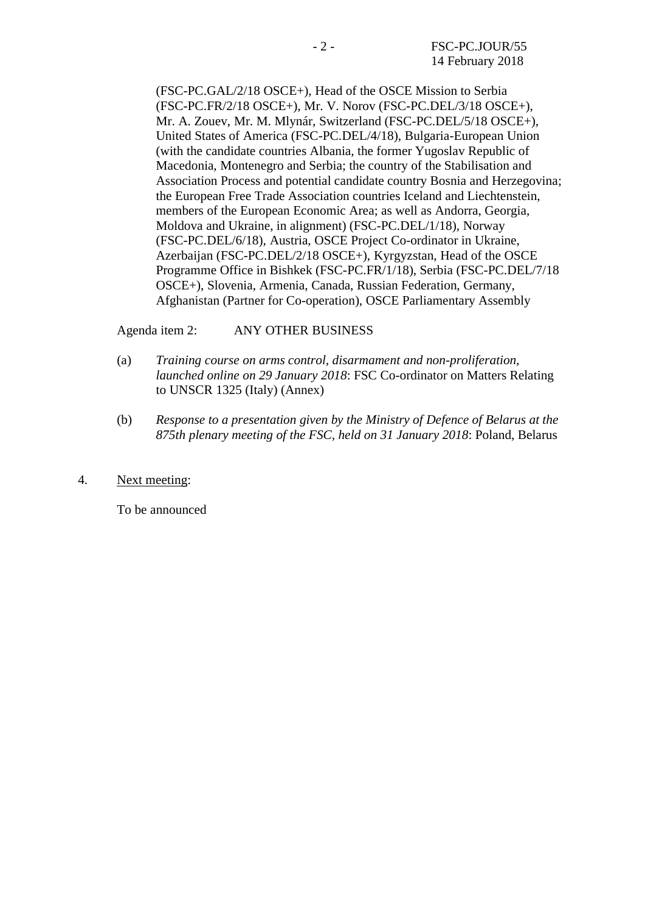(FSC-PC.GAL/2/18 OSCE+), Head of the OSCE Mission to Serbia (FSC-PC.FR/2/18 OSCE+), Mr. V. Norov (FSC-PC.DEL/3/18 OSCE+), Mr. A. Zouev, Mr. M. Mlynár, Switzerland (FSC-PC.DEL/5/18 OSCE+), United States of America (FSC-PC.DEL/4/18), Bulgaria-European Union (with the candidate countries Albania, the former Yugoslav Republic of Macedonia, Montenegro and Serbia; the country of the Stabilisation and Association Process and potential candidate country Bosnia and Herzegovina; the European Free Trade Association countries Iceland and Liechtenstein, members of the European Economic Area; as well as Andorra, Georgia, Moldova and Ukraine, in alignment) (FSC-PC.DEL/1/18), Norway (FSC-PC.DEL/6/18), Austria, OSCE Project Co-ordinator in Ukraine, Azerbaijan (FSC-PC.DEL/2/18 OSCE+), Kyrgyzstan, Head of the OSCE Programme Office in Bishkek (FSC-PC.FR/1/18), Serbia (FSC-PC.DEL/7/18 OSCE+), Slovenia, Armenia, Canada, Russian Federation, Germany, Afghanistan (Partner for Co-operation), OSCE Parliamentary Assembly

Agenda item 2: ANY OTHER BUSINESS

(a) *Training course on arms control, disarmament and non-proliferation, launched online on 29 January 2018*: FSC Co-ordinator on Matters Relating to UNSCR 1325 (Italy) (Annex)

(b) *Response to a presentation given by the Ministry of Defence of Belarus at the 875th plenary meeting of the FSC, held on 31 January 2018*: Poland, Belarus

4. Next meeting:

To be announced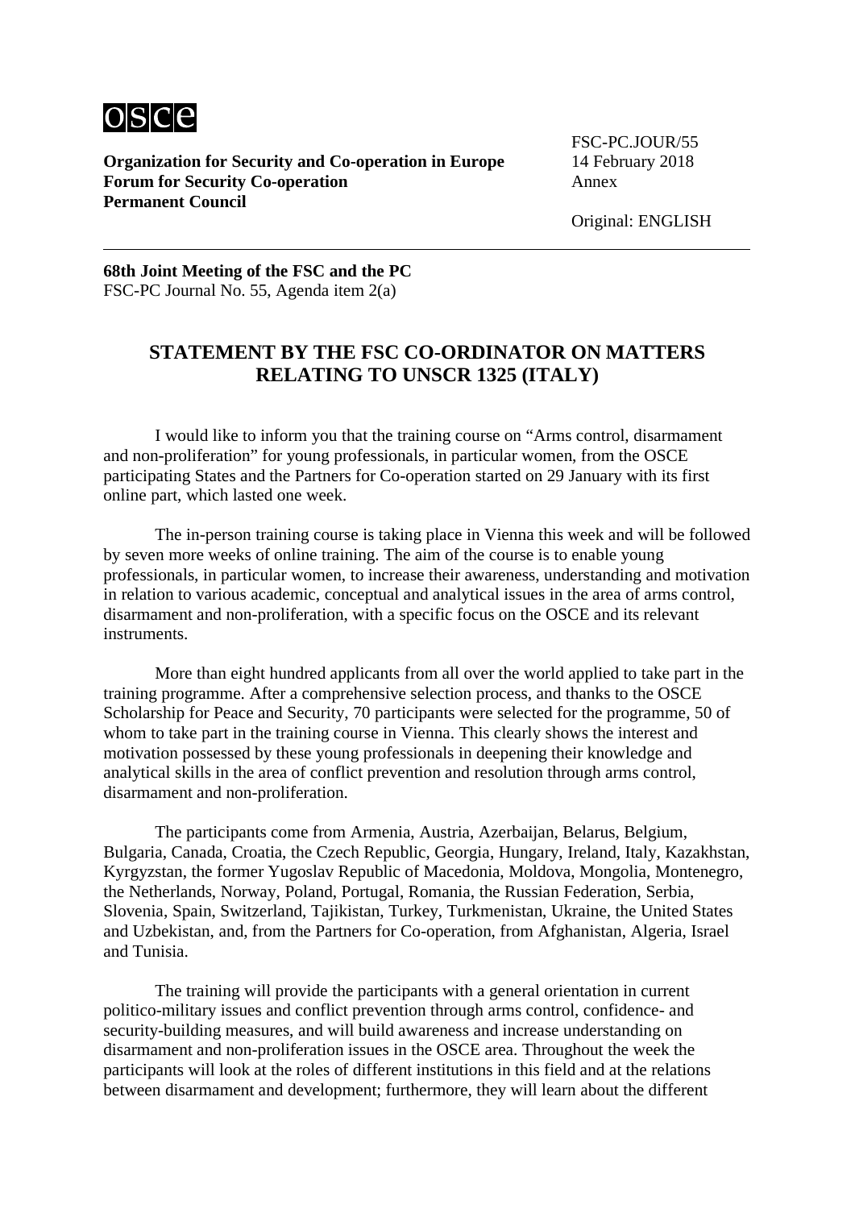**Organization for Security and Co-operation in Europe**
**Forum for Security Co-operation**
**Permanent Council**

FSC-PC.JOUR/55
14 February 2018
Annex

Original: ENGLISH

**68th Joint Meeting of the FSC and the PC**
FSC-PC Journal No. 55, Agenda item 2(a)

## STATEMENT BY THE FSC CO-ORDINATOR ON MATTERS RELATING TO UNSCR 1325 (ITALY)

I would like to inform you that the training course on "Arms control, disarmament and non-proliferation" for young professionals, in particular women, from the OSCE participating States and the Partners for Co-operation started on 29 January with its first online part, which lasted one week.

The in-person training course is taking place in Vienna this week and will be followed by seven more weeks of online training. The aim of the course is to enable young professionals, in particular women, to increase their awareness, understanding and motivation in relation to various academic, conceptual and analytical issues in the area of arms control, disarmament and non-proliferation, with a specific focus on the OSCE and its relevant instruments.

More than eight hundred applicants from all over the world applied to take part in the training programme. After a comprehensive selection process, and thanks to the OSCE Scholarship for Peace and Security, 70 participants were selected for the programme, 50 of whom to take part in the training course in Vienna. This clearly shows the interest and motivation possessed by these young professionals in deepening their knowledge and analytical skills in the area of conflict prevention and resolution through arms control, disarmament and non-proliferation.

The participants come from Armenia, Austria, Azerbaijan, Belarus, Belgium, Bulgaria, Canada, Croatia, the Czech Republic, Georgia, Hungary, Ireland, Italy, Kazakhstan, Kyrgyzstan, the former Yugoslav Republic of Macedonia, Moldova, Mongolia, Montenegro, the Netherlands, Norway, Poland, Portugal, Romania, the Russian Federation, Serbia, Slovenia, Spain, Switzerland, Tajikistan, Turkey, Turkmenistan, Ukraine, the United States and Uzbekistan, and, from the Partners for Co-operation, from Afghanistan, Algeria, Israel and Tunisia.

The training will provide the participants with a general orientation in current politico-military issues and conflict prevention through arms control, confidence- and security-building measures, and will build awareness and increase understanding on disarmament and non-proliferation issues in the OSCE area. Throughout the week the participants will look at the roles of different institutions in this field and at the relations between disarmament and development; furthermore, they will learn about the different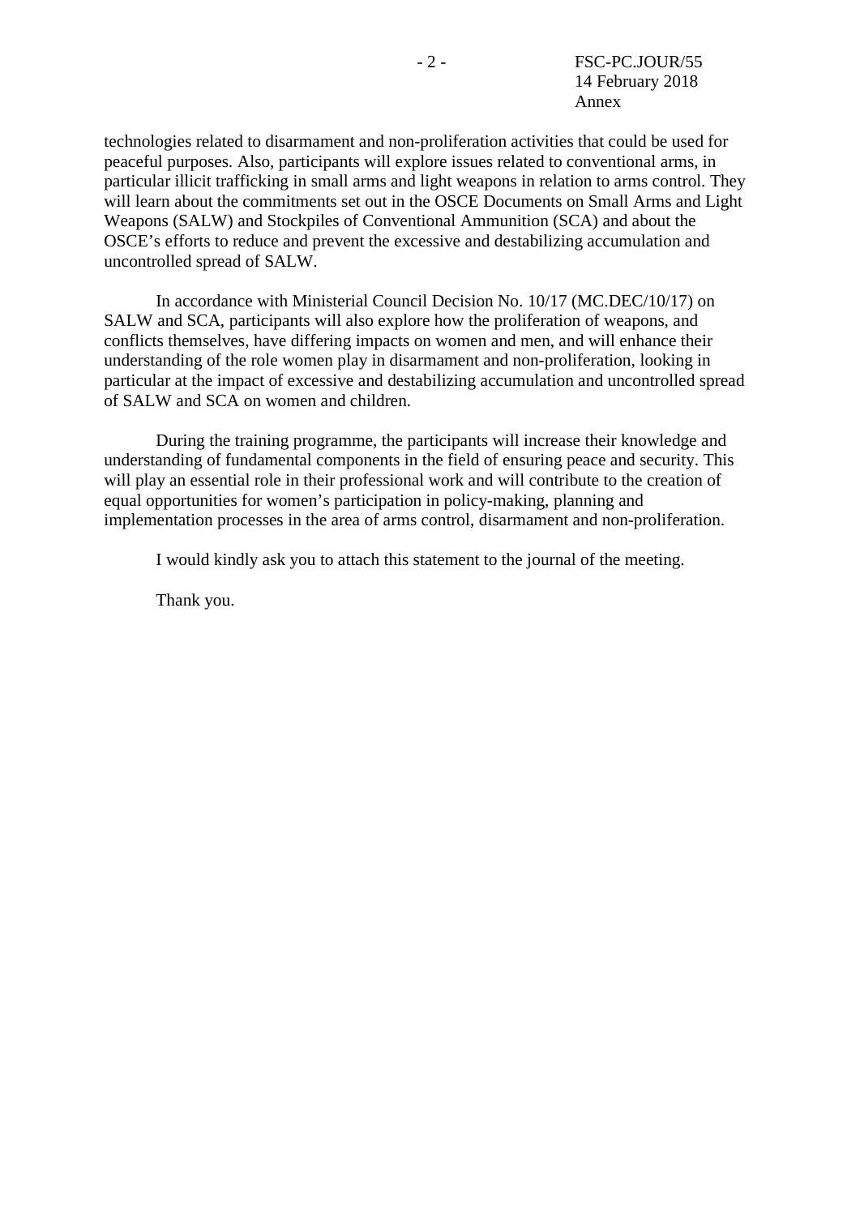technologies related to disarmament and non-proliferation activities that could be used for peaceful purposes. Also, participants will explore issues related to conventional arms, in particular illicit trafficking in small arms and light weapons in relation to arms control. They will learn about the commitments set out in the OSCE Documents on Small Arms and Light Weapons (SALW) and Stockpiles of Conventional Ammunition (SCA) and about the OSCE's efforts to reduce and prevent the excessive and destabilizing accumulation and uncontrolled spread of SALW.

In accordance with Ministerial Council Decision No. 10/17 (MC.DEC/10/17) on SALW and SCA, participants will also explore how the proliferation of weapons, and conflicts themselves, have differing impacts on women and men, and will enhance their understanding of the role women play in disarmament and non-proliferation, looking in particular at the impact of excessive and destabilizing accumulation and uncontrolled spread of SALW and SCA on women and children.

During the training programme, the participants will increase their knowledge and understanding of fundamental components in the field of ensuring peace and security. This will play an essential role in their professional work and will contribute to the creation of equal opportunities for women's participation in policy-making, planning and implementation processes in the area of arms control, disarmament and non-proliferation.

I would kindly ask you to attach this statement to the journal of the meeting.

Thank you.